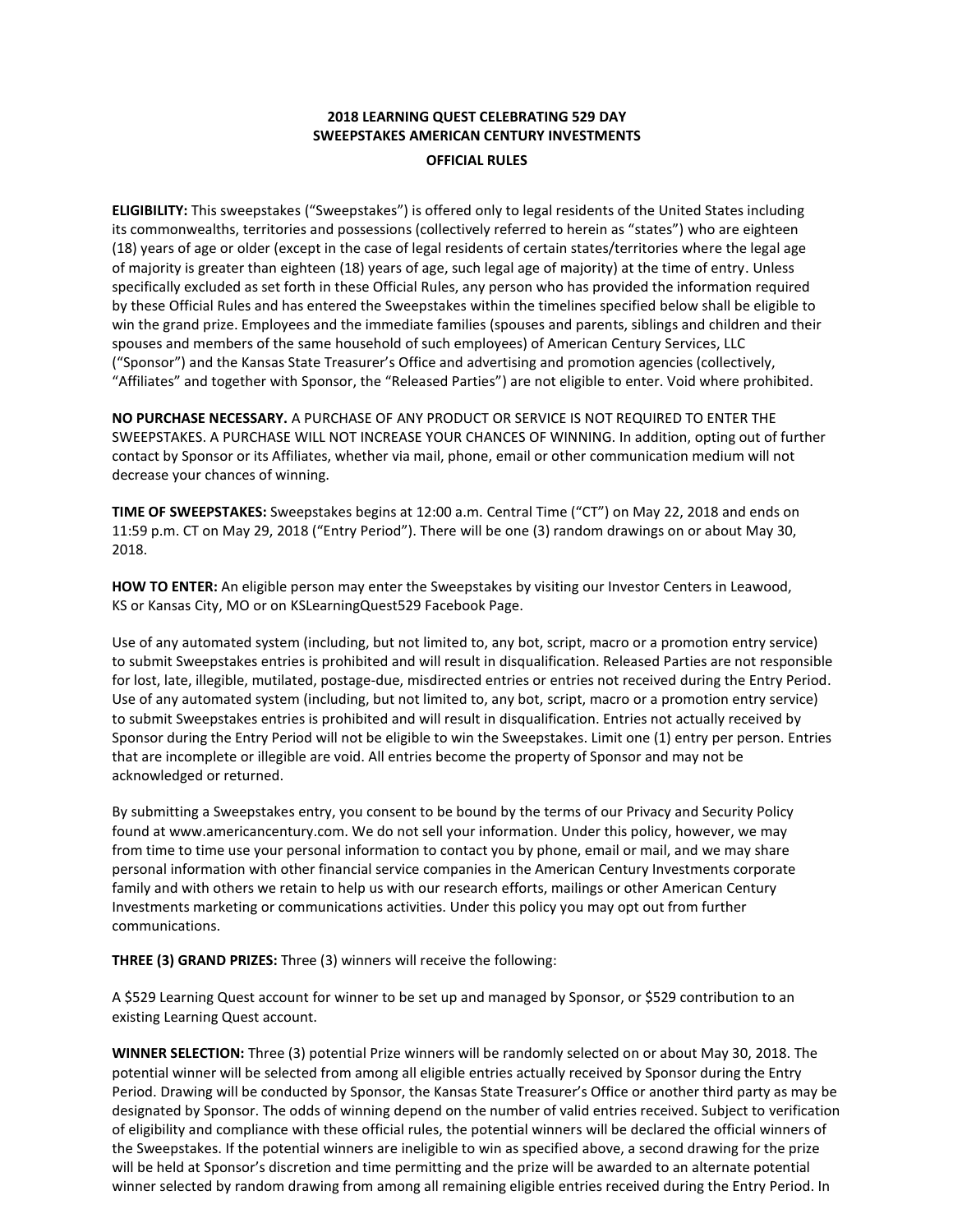# 2018 LEARNING QUEST CELEBRATING 529 DAY SWEEPSTAKES AMERICAN CENTURY INVESTMENTS

## OFFICIAL RULES

**ELIGIBILITY:** This sweepstakes ("Sweepstakes") is offered only to legal residents of the United States including its commonwealths, territories and possessions (collectively referred to herein as "states") who are eighteen (18) years of age or older (except in the case of legal residents of certain states/territories where the legal age of majority is greater than eighteen (18) years of age, such legal age of majority) at the time of entry. Unless specifically excluded as set forth in these Official Rules, any person who has provided the information required by these Official Rules and has entered the Sweepstakes within the timelines specified below shall be eligible to win the grand prize. Employees and the immediate families (spouses and parents, siblings and children and their spouses and members of the same household of such employees) of American Century Services, LLC ("Sponsor") and the Kansas State Treasurer's Office and advertising and promotion agencies (collectively, "Affiliates" and together with Sponsor, the "Released Parties") are not eligible to enter. Void where prohibited.

**NO PURCHASE NECESSARY.** A PURCHASE OF ANY PRODUCT OR SERVICE IS NOT REQUIRED TO ENTER THE SWEEPSTAKES. A PURCHASE WILL NOT INCREASE YOUR CHANCES OF WINNING. In addition, opting out of further contact by Sponsor or its Affiliates, whether via mail, phone, email or other communication medium will not decrease your chances of winning.

**TIME OF SWEEPSTAKES:** Sweepstakes begins at 12:00 a.m. Central Time ("CT") on May 22, 2018 and ends on 11:59 p.m. CT on May 29, 2018 ("Entry Period"). There will be one (3) random drawings on or about May 30, 2018.

**HOW TO ENTER:** An eligible person may enter the Sweepstakes by visiting our Investor Centers in Leawood, KS or Kansas City, MO or on KSLearningQuest529 Facebook Page.

Use of any automated system (including, but not limited to, any bot, script, macro or a promotion entry service) to submit Sweepstakes entries is prohibited and will result in disqualification. Released Parties are not responsible for lost, late, illegible, mutilated, postage-due, misdirected entries or entries not received during the Entry Period. Use of any automated system (including, but not limited to, any bot, script, macro or a promotion entry service) to submit Sweepstakes entries is prohibited and will result in disqualification. Entries not actually received by Sponsor during the Entry Period will not be eligible to win the Sweepstakes. Limit one (1) entry per person. Entries that are incomplete or illegible are void. All entries become the property of Sponsor and may not be acknowledged or returned.

By submitting a Sweepstakes entry, you consent to be bound by the terms of our Privacy and Security Policy found at www.americancentury.com. We do not sell your information. Under this policy, however, we may from time to time use your personal information to contact you by phone, email or mail, and we may share personal information with other financial service companies in the American Century Investments corporate family and with others we retain to help us with our research efforts, mailings or other American Century Investments marketing or communications activities. Under this policy you may opt out from further communications.

**THREE (3) GRAND PRIZES:** Three (3) winners will receive the following:

A $529 Learning Quest account for winner to be set up and managed by Sponsor, or $529 contribution to an existing Learning Quest account.

**WINNER SELECTION:** Three (3) potential Prize winners will be randomly selected on or about May 30, 2018. The potential winner will be selected from among all eligible entries actually received by Sponsor during the Entry Period. Drawing will be conducted by Sponsor, the Kansas State Treasurer's Office or another third party as may be designated by Sponsor. The odds of winning depend on the number of valid entries received. Subject to verification of eligibility and compliance with these official rules, the potential winners will be declared the official winners of the Sweepstakes. If the potential winners are ineligible to win as specified above, a second drawing for the prize will be held at Sponsor's discretion and time permitting and the prize will be awarded to an alternate potential winner selected by random drawing from among all remaining eligible entries received during the Entry Period. In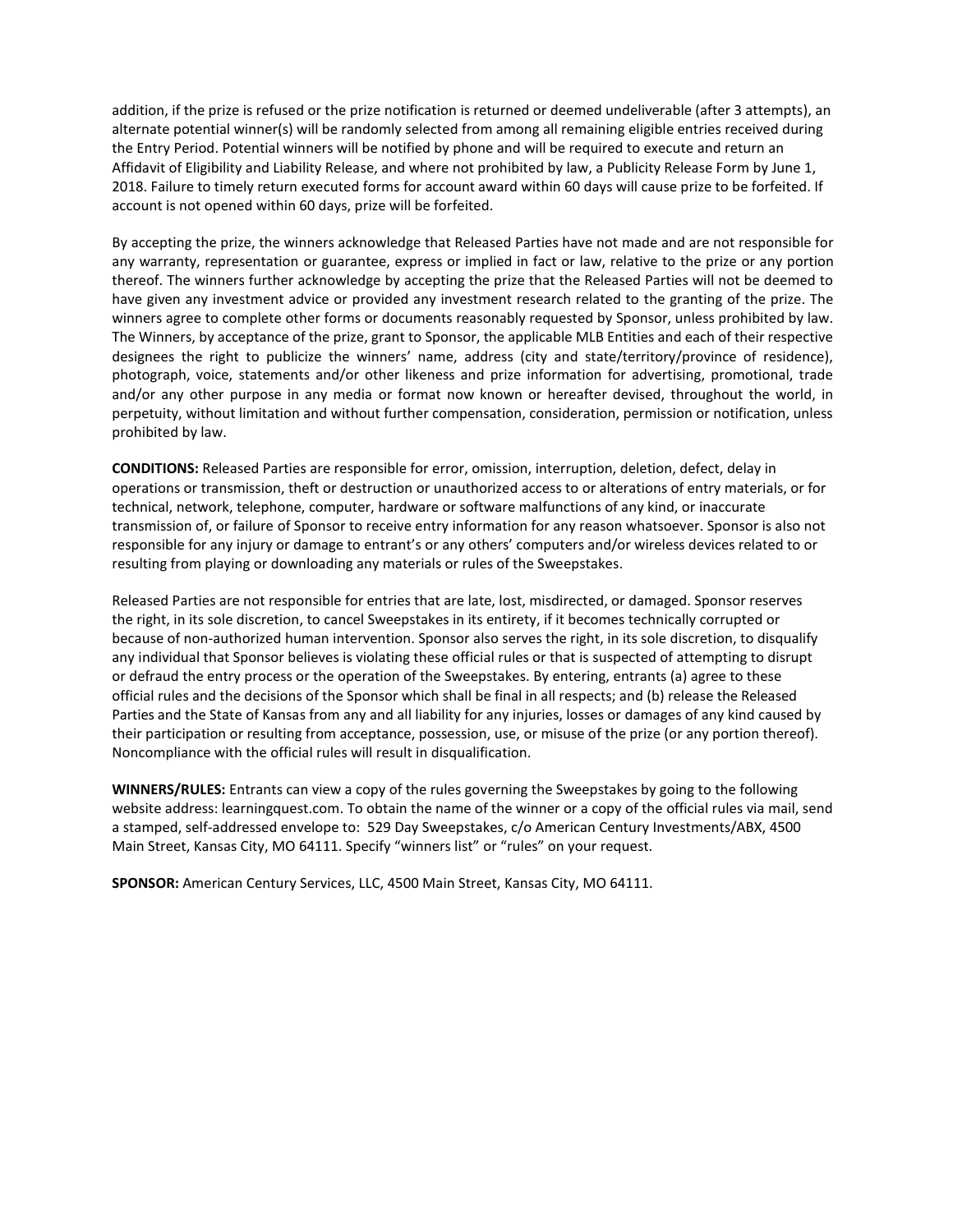addition, if the prize is refused or the prize notification is returned or deemed undeliverable (after 3 attempts), an alternate potential winner(s) will be randomly selected from among all remaining eligible entries received during the Entry Period. Potential winners will be notified by phone and will be required to execute and return an Affidavit of Eligibility and Liability Release, and where not prohibited by law, a Publicity Release Form by June 1, 2018. Failure to timely return executed forms for account award within 60 days will cause prize to be forfeited. If account is not opened within 60 days, prize will be forfeited.

By accepting the prize, the winners acknowledge that Released Parties have not made and are not responsible for any warranty, representation or guarantee, express or implied in fact or law, relative to the prize or any portion thereof. The winners further acknowledge by accepting the prize that the Released Parties will not be deemed to have given any investment advice or provided any investment research related to the granting of the prize. The winners agree to complete other forms or documents reasonably requested by Sponsor, unless prohibited by law. The Winners, by acceptance of the prize, grant to Sponsor, the applicable MLB Entities and each of their respective designees the right to publicize the winners' name, address (city and state/territory/province of residence), photograph, voice, statements and/or other likeness and prize information for advertising, promotional, trade and/or any other purpose in any media or format now known or hereafter devised, throughout the world, in perpetuity, without limitation and without further compensation, consideration, permission or notification, unless prohibited by law.

**CONDITIONS:** Released Parties are responsible for error, omission, interruption, deletion, defect, delay in operations or transmission, theft or destruction or unauthorized access to or alterations of entry materials, or for technical, network, telephone, computer, hardware or software malfunctions of any kind, or inaccurate transmission of, or failure of Sponsor to receive entry information for any reason whatsoever. Sponsor is also not responsible for any injury or damage to entrant's or any others' computers and/or wireless devices related to or resulting from playing or downloading any materials or rules of the Sweepstakes.

Released Parties are not responsible for entries that are late, lost, misdirected, or damaged. Sponsor reserves the right, in its sole discretion, to cancel Sweepstakes in its entirety, if it becomes technically corrupted or because of non-authorized human intervention. Sponsor also serves the right, in its sole discretion, to disqualify any individual that Sponsor believes is violating these official rules or that is suspected of attempting to disrupt or defraud the entry process or the operation of the Sweepstakes. By entering, entrants (a) agree to these official rules and the decisions of the Sponsor which shall be final in all respects; and (b) release the Released Parties and the State of Kansas from any and all liability for any injuries, losses or damages of any kind caused by their participation or resulting from acceptance, possession, use, or misuse of the prize (or any portion thereof). Noncompliance with the official rules will result in disqualification.

**WINNERS/RULES:** Entrants can view a copy of the rules governing the Sweepstakes by going to the following website address: learningquest.com. To obtain the name of the winner or a copy of the official rules via mail, send a stamped, self-addressed envelope to: 529 Day Sweepstakes, c/o American Century Investments/ABX, 4500 Main Street, Kansas City, MO 64111. Specify "winners list" or "rules" on your request.

**SPONSOR:** American Century Services, LLC, 4500 Main Street, Kansas City, MO 64111.